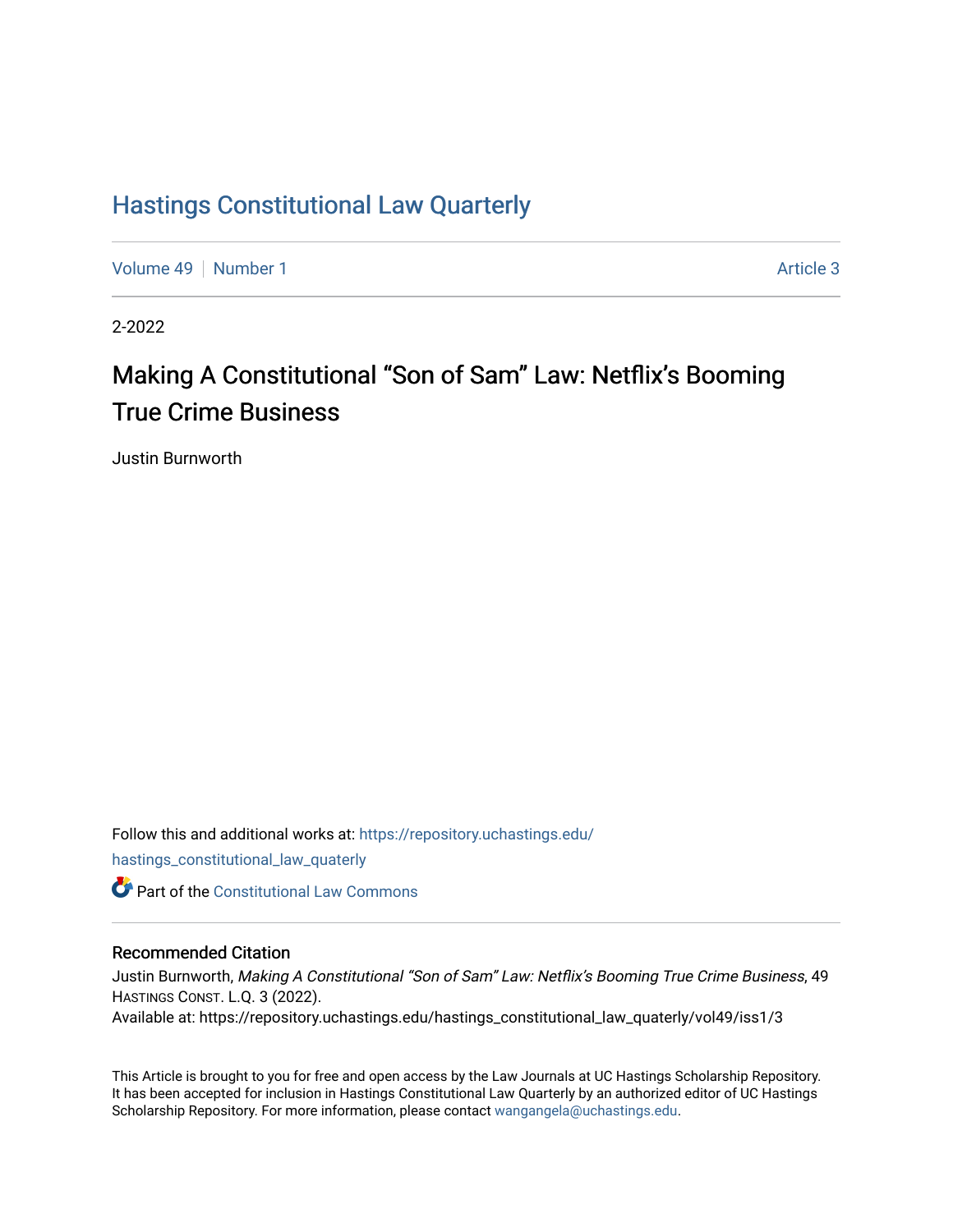# Hastings Constitutional Law Quarterly

Volume 49 | Number 1 | Article 3

2-2022

## Making A Constitutional "Son of Sam" Law: Netflix's Booming True Crime Business

Justin Burnworth

Follow this and additional works at: https://repository.uchastings.edu/hastings_constitutional_law_quaterly

Part of the Constitutional Law Commons

### Recommended Citation

Justin Burnworth, *Making A Constitutional "Son of Sam" Law: Netflix's Booming True Crime Business*, 49 HASTINGS CONST. L.Q. 3 (2022).
Available at: https://repository.uchastings.edu/hastings_constitutional_law_quaterly/vol49/iss1/3

This Article is brought to you for free and open access by the Law Journals at UC Hastings Scholarship Repository. It has been accepted for inclusion in Hastings Constitutional Law Quarterly by an authorized editor of UC Hastings Scholarship Repository. For more information, please contact wangangela@uchastings.edu.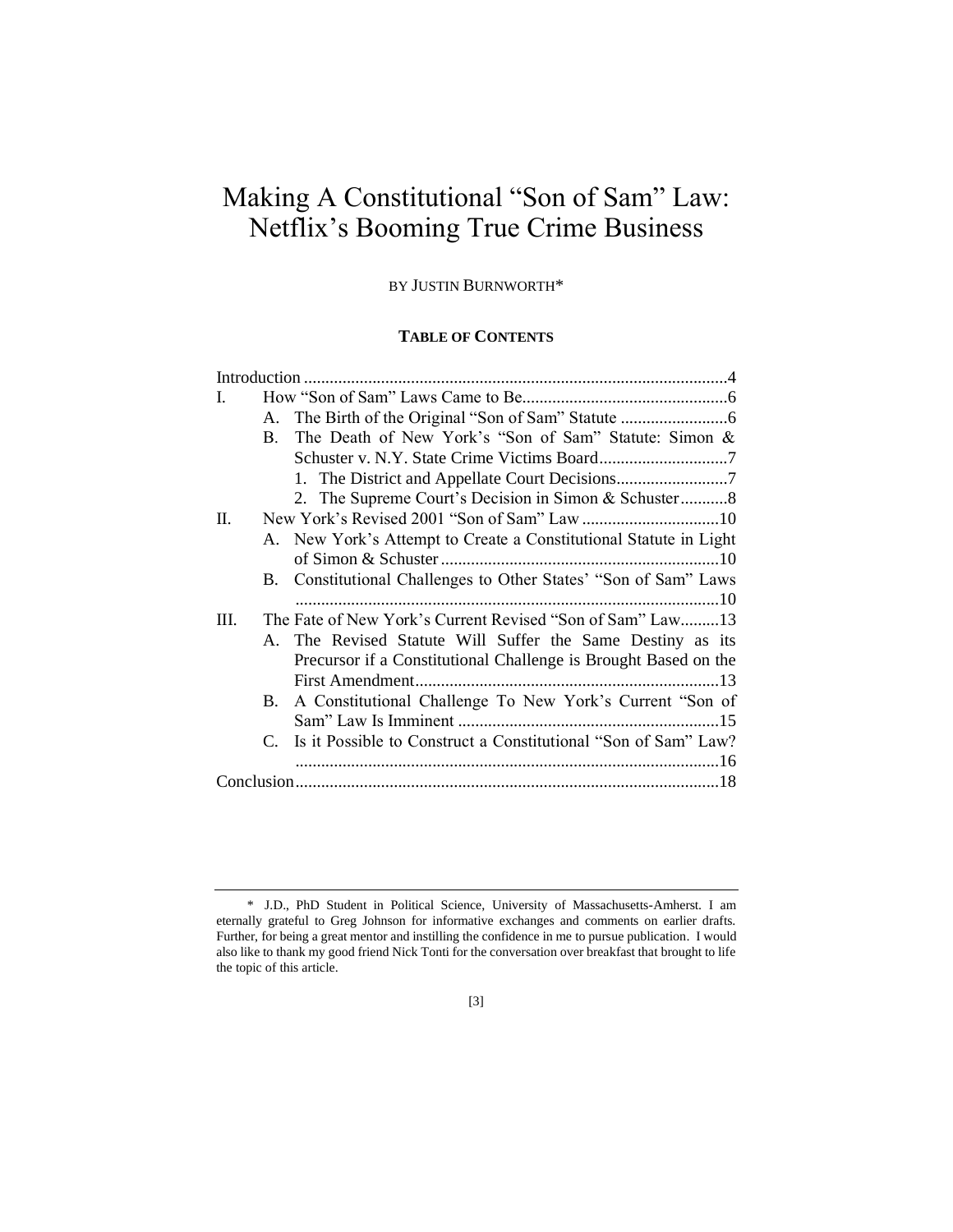# Making A Constitutional "Son of Sam" Law: Netflix's Booming True Crime Business

BY JUSTIN BURNWORTH*

**TABLE OF CONTENTS**

Introduction ....................................................................................................4

I. How "Son of Sam" Laws Came to Be...............................................6

  A. The Birth of the Original "Son of Sam" Statute .........................6

  B. The Death of New York's "Son of Sam" Statute: Simon & Schuster v. N.Y. State Crime Victims Board..............................7

    1. The District and Appellate Court Decisions..........................7

    2. The Supreme Court's Decision in Simon & Schuster...........8

II. New York's Revised 2001 "Son of Sam" Law ................................10

  A. New York's Attempt to Create a Constitutional Statute in Light of Simon & Schuster.................................................................10

  B. Constitutional Challenges to Other States' "Son of Sam" Laws ..................................................................................................10

III. The Fate of New York's Current Revised "Son of Sam" Law.........13

  A. The Revised Statute Will Suffer the Same Destiny as its Precursor if a Constitutional Challenge is Brought Based on the First Amendment......................................................................13

  B. A Constitutional Challenge To New York's Current "Son of Sam" Law Is Imminent .............................................................15

  C. Is it Possible to Construct a Constitutional "Son of Sam" Law? ..................................................................................................16

Conclusion..................................................................................................18

---

\* J.D., PhD Student in Political Science, University of Massachusetts-Amherst. I am eternally grateful to Greg Johnson for informative exchanges and comments on earlier drafts. Further, for being a great mentor and instilling the confidence in me to pursue publication. I would also like to thank my good friend Nick Tonti for the conversation over breakfast that brought to life the topic of this article.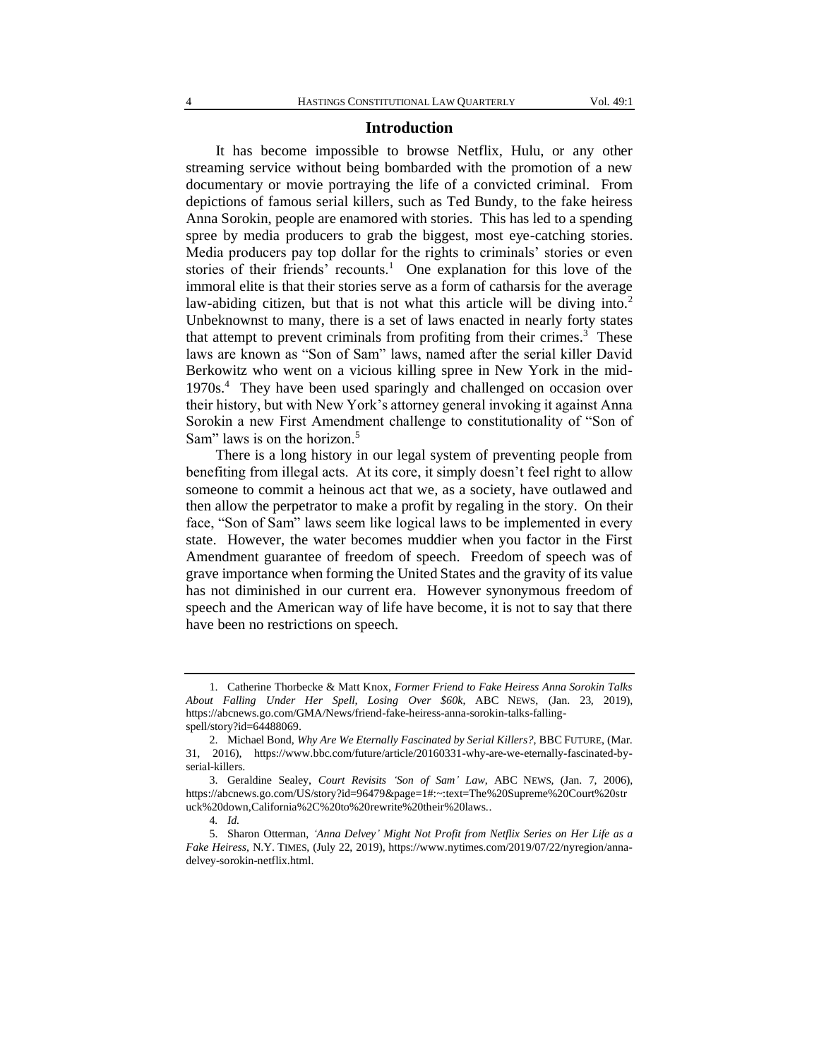## Introduction

It has become impossible to browse Netflix, Hulu, or any other streaming service without being bombarded with the promotion of a new documentary or movie portraying the life of a convicted criminal. From depictions of famous serial killers, such as Ted Bundy, to the fake heiress Anna Sorokin, people are enamored with stories. This has led to a spending spree by media producers to grab the biggest, most eye-catching stories. Media producers pay top dollar for the rights to criminals' stories or even stories of their friends' recounts.[1] One explanation for this love of the immoral elite is that their stories serve as a form of catharsis for the average law-abiding citizen, but that is not what this article will be diving into.[2] Unbeknownst to many, there is a set of laws enacted in nearly forty states that attempt to prevent criminals from profiting from their crimes.[3] These laws are known as "Son of Sam" laws, named after the serial killer David Berkowitz who went on a vicious killing spree in New York in the mid-1970s.[4] They have been used sparingly and challenged on occasion over their history, but with New York's attorney general invoking it against Anna Sorokin a new First Amendment challenge to constitutionality of "Son of Sam" laws is on the horizon.[5]

There is a long history in our legal system of preventing people from benefiting from illegal acts. At its core, it simply doesn't feel right to allow someone to commit a heinous act that we, as a society, have outlawed and then allow the perpetrator to make a profit by regaling in the story. On their face, "Son of Sam" laws seem like logical laws to be implemented in every state. However, the water becomes muddier when you factor in the First Amendment guarantee of freedom of speech. Freedom of speech was of grave importance when forming the United States and the gravity of its value has not diminished in our current era. However synonymous freedom of speech and the American way of life have become, it is not to say that there have been no restrictions on speech.

---

1. Catherine Thorbecke & Matt Knox, *Former Friend to Fake Heiress Anna Sorokin Talks About Falling Under Her Spell, Losing Over $60k*, ABC NEWS, (Jan. 23, 2019), https://abcnews.go.com/GMA/News/friend-fake-heiress-anna-sorokin-talks-falling-spell/story?id=64488069.

2. Michael Bond, *Why Are We Eternally Fascinated by Serial Killers?*, BBC FUTURE, (Mar. 31, 2016), https://www.bbc.com/future/article/20160331-why-are-we-eternally-fascinated-by-serial-killers.

3. Geraldine Sealey, *Court Revisits 'Son of Sam' Law*, ABC NEWS, (Jan. 7, 2006), https://abcnews.go.com/US/story?id=96479&page=1#:~:text=The%20Supreme%20Court%20struck%20down,California%2C%20to%20rewrite%20their%20laws..

4. *Id.*

5. Sharon Otterman, *'Anna Delvey' Might Not Profit from Netflix Series on Her Life as a Fake Heiress*, N.Y. TIMES, (July 22, 2019), https://www.nytimes.com/2019/07/22/nyregion/anna-delvey-sorokin-netflix.html.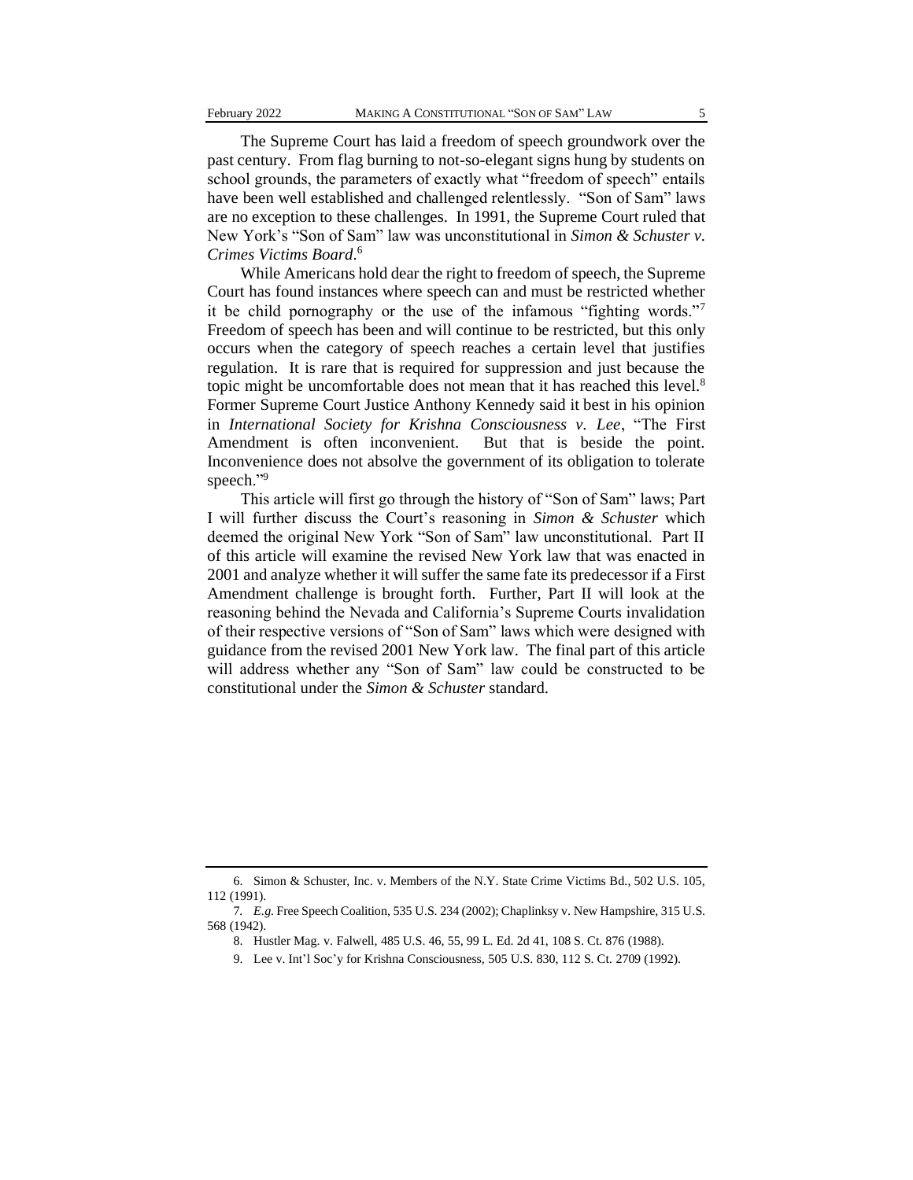The Supreme Court has laid a freedom of speech groundwork over the past century. From flag burning to not-so-elegant signs hung by students on school grounds, the parameters of exactly what "freedom of speech" entails have been well established and challenged relentlessly. "Son of Sam" laws are no exception to these challenges. In 1991, the Supreme Court ruled that New York's "Son of Sam" law was unconstitutional in *Simon & Schuster v. Crimes Victims Board*.[6]

While Americans hold dear the right to freedom of speech, the Supreme Court has found instances where speech can and must be restricted whether it be child pornography or the use of the infamous "fighting words."[7] Freedom of speech has been and will continue to be restricted, but this only occurs when the category of speech reaches a certain level that justifies regulation. It is rare that is required for suppression and just because the topic might be uncomfortable does not mean that it has reached this level.[8] Former Supreme Court Justice Anthony Kennedy said it best in his opinion in *International Society for Krishna Consciousness v. Lee*, "The First Amendment is often inconvenient. But that is beside the point. Inconvenience does not absolve the government of its obligation to tolerate speech."[9]

This article will first go through the history of "Son of Sam" laws; Part I will further discuss the Court's reasoning in *Simon & Schuster* which deemed the original New York "Son of Sam" law unconstitutional. Part II of this article will examine the revised New York law that was enacted in 2001 and analyze whether it will suffer the same fate its predecessor if a First Amendment challenge is brought forth. Further, Part II will look at the reasoning behind the Nevada and California's Supreme Courts invalidation of their respective versions of "Son of Sam" laws which were designed with guidance from the revised 2001 New York law. The final part of this article will address whether any "Son of Sam" law could be constructed to be constitutional under the *Simon & Schuster* standard.

---

6. Simon & Schuster, Inc. v. Members of the N.Y. State Crime Victims Bd., 502 U.S. 105, 112 (1991).

7. *E.g.* Free Speech Coalition, 535 U.S. 234 (2002); Chaplinksy v. New Hampshire, 315 U.S. 568 (1942).

8. Hustler Mag. v. Falwell, 485 U.S. 46, 55, 99 L. Ed. 2d 41, 108 S. Ct. 876 (1988).

9. Lee v. Int'l Soc'y for Krishna Consciousness, 505 U.S. 830, 112 S. Ct. 2709 (1992).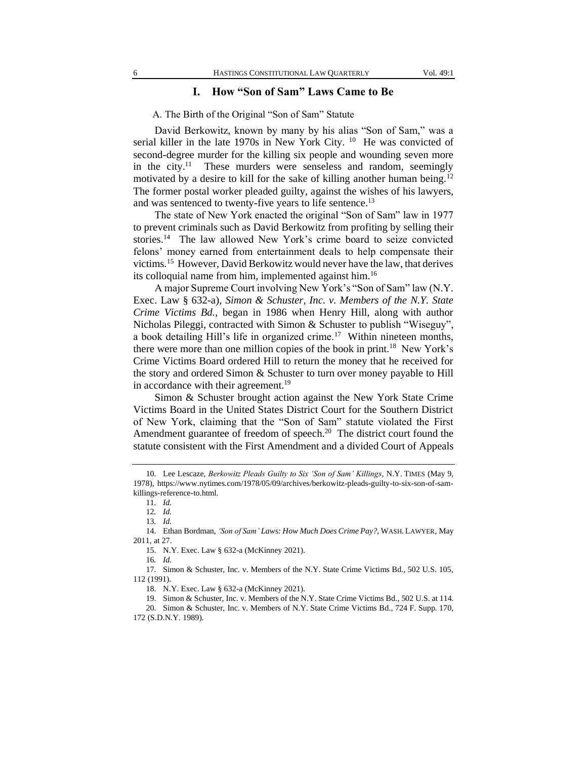# I. How "Son of Sam" Laws Came to Be

A. The Birth of the Original "Son of Sam" Statute

David Berkowitz, known by many by his alias "Son of Sam," was a serial killer in the late 1970s in New York City. [10] He was convicted of second-degree murder for the killing six people and wounding seven more in the city.[11] These murders were senseless and random, seemingly motivated by a desire to kill for the sake of killing another human being.[12] The former postal worker pleaded guilty, against the wishes of his lawyers, and was sentenced to twenty-five years to life sentence.[13]

The state of New York enacted the original "Son of Sam" law in 1977 to prevent criminals such as David Berkowitz from profiting by selling their stories.[14] The law allowed New York's crime board to seize convicted felons' money earned from entertainment deals to help compensate their victims.[15] However, David Berkowitz would never have the law, that derives its colloquial name from him, implemented against him.[16]

A major Supreme Court involving New York's "Son of Sam" law (N.Y. Exec. Law § 632-a), *Simon & Schuster, Inc. v. Members of the N.Y. State Crime Victims Bd.*, began in 1986 when Henry Hill, along with author Nicholas Pileggi, contracted with Simon & Schuster to publish "Wiseguy", a book detailing Hill's life in organized crime.[17] Within nineteen months, there were more than one million copies of the book in print.[18] New York's Crime Victims Board ordered Hill to return the money that he received for the story and ordered Simon & Schuster to turn over money payable to Hill in accordance with their agreement.[19]

Simon & Schuster brought action against the New York State Crime Victims Board in the United States District Court for the Southern District of New York, claiming that the "Son of Sam" statute violated the First Amendment guarantee of freedom of speech.[20] The district court found the statute consistent with the First Amendment and a divided Court of Appeals

---

10. Lee Lescaze, *Berkowitz Pleads Guilty to Six 'Son of Sam' Killings*, N.Y. TIMES (May 9, 1978), https://www.nytimes.com/1978/05/09/archives/berkowitz-pleads-guilty-to-six-son-of-sam-killings-reference-to.html.

11. *Id.*

12. *Id.*

13. *Id.*

14. Ethan Bordman, *'Son of Sam' Laws: How Much Does Crime Pay?*, WASH. LAWYER, May 2011, at 27.

15. N.Y. Exec. Law § 632-a (McKinney 2021).

16. *Id.*

17. Simon & Schuster, Inc. v. Members of the N.Y. State Crime Victims Bd., 502 U.S. 105, 112 (1991).

18. N.Y. Exec. Law § 632-a (McKinney 2021).

19. Simon & Schuster, Inc. v. Members of the N.Y. State Crime Victims Bd., 502 U.S. at 114.

20. Simon & Schuster, Inc. v. Members of N.Y. State Crime Victims Bd., 724 F. Supp. 170, 172 (S.D.N.Y. 1989).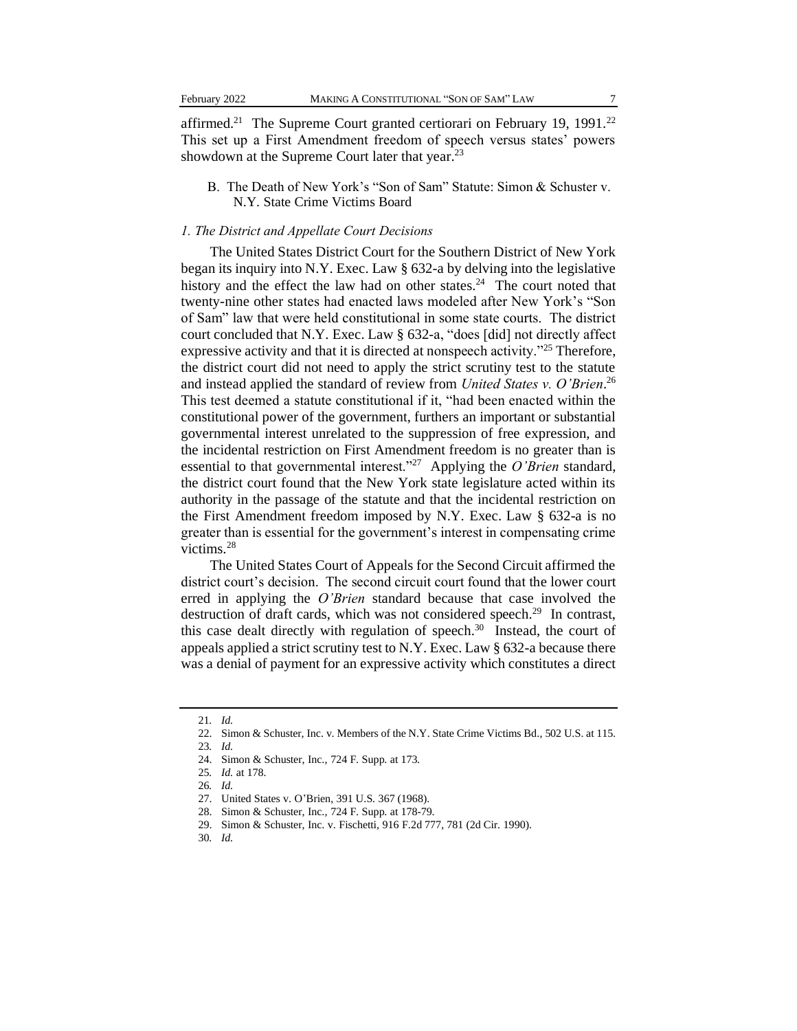affirmed.[21] The Supreme Court granted certiorari on February 19, 1991.[22] This set up a First Amendment freedom of speech versus states' powers showdown at the Supreme Court later that year.[23]

## B. The Death of New York's "Son of Sam" Statute: Simon & Schuster v. N.Y. State Crime Victims Board

### *1. The District and Appellate Court Decisions*

The United States District Court for the Southern District of New York began its inquiry into N.Y. Exec. Law § 632-a by delving into the legislative history and the effect the law had on other states.[24] The court noted that twenty-nine other states had enacted laws modeled after New York's "Son of Sam" law that were held constitutional in some state courts. The district court concluded that N.Y. Exec. Law § 632-a, "does [did] not directly affect expressive activity and that it is directed at nonspeech activity."[25] Therefore, the district court did not need to apply the strict scrutiny test to the statute and instead applied the standard of review from *United States v. O'Brien*.[26] This test deemed a statute constitutional if it, "had been enacted within the constitutional power of the government, furthers an important or substantial governmental interest unrelated to the suppression of free expression, and the incidental restriction on First Amendment freedom is no greater than is essential to that governmental interest."[27] Applying the *O'Brien* standard, the district court found that the New York state legislature acted within its authority in the passage of the statute and that the incidental restriction on the First Amendment freedom imposed by N.Y. Exec. Law § 632-a is no greater than is essential for the government's interest in compensating crime victims.[28]

The United States Court of Appeals for the Second Circuit affirmed the district court's decision. The second circuit court found that the lower court erred in applying the *O'Brien* standard because that case involved the destruction of draft cards, which was not considered speech.[29] In contrast, this case dealt directly with regulation of speech.[30] Instead, the court of appeals applied a strict scrutiny test to N.Y. Exec. Law § 632-a because there was a denial of payment for an expressive activity which constitutes a direct

---

21. *Id.*
22. Simon & Schuster, Inc. v. Members of the N.Y. State Crime Victims Bd., 502 U.S. at 115.
23. *Id.*
24. Simon & Schuster, Inc., 724 F. Supp. at 173.
25. *Id.* at 178.
26. *Id.*
27. United States v. O'Brien, 391 U.S. 367 (1968).
28. Simon & Schuster, Inc., 724 F. Supp. at 178-79.
29. Simon & Schuster, Inc. v. Fischetti, 916 F.2d 777, 781 (2d Cir. 1990).
30. *Id.*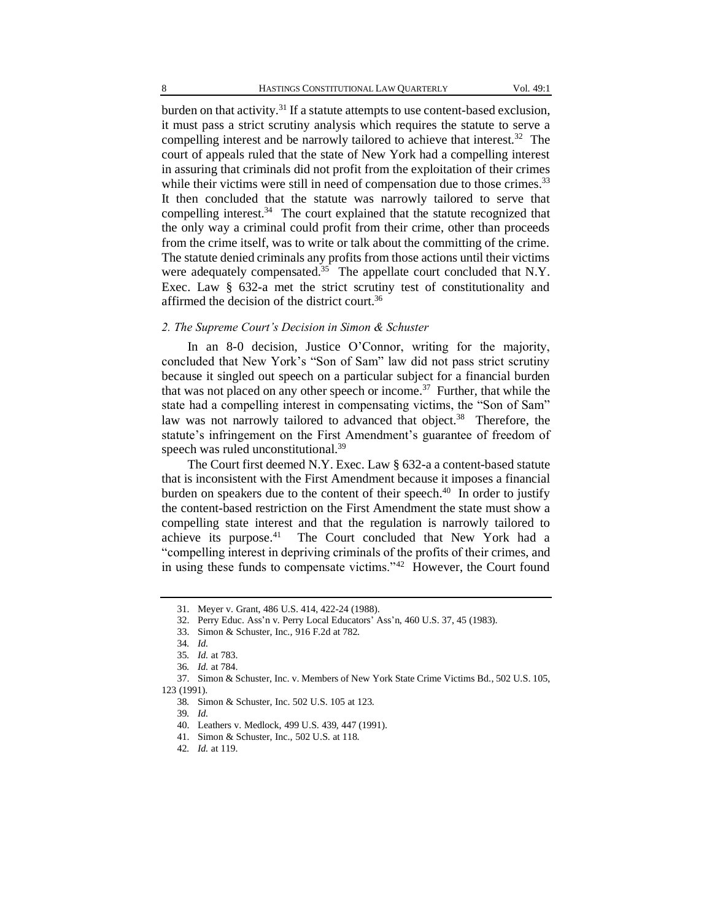burden on that activity.[31] If a statute attempts to use content-based exclusion, it must pass a strict scrutiny analysis which requires the statute to serve a compelling interest and be narrowly tailored to achieve that interest.[32] The court of appeals ruled that the state of New York had a compelling interest in assuring that criminals did not profit from the exploitation of their crimes while their victims were still in need of compensation due to those crimes.[33] It then concluded that the statute was narrowly tailored to serve that compelling interest.[34] The court explained that the statute recognized that the only way a criminal could profit from their crime, other than proceeds from the crime itself, was to write or talk about the committing of the crime. The statute denied criminals any profits from those actions until their victims were adequately compensated.[35] The appellate court concluded that N.Y. Exec. Law § 632-a met the strict scrutiny test of constitutionality and affirmed the decision of the district court.[36]

#### *2. The Supreme Court's Decision in Simon & Schuster*

In an 8-0 decision, Justice O'Connor, writing for the majority, concluded that New York's "Son of Sam" law did not pass strict scrutiny because it singled out speech on a particular subject for a financial burden that was not placed on any other speech or income.[37] Further, that while the state had a compelling interest in compensating victims, the "Son of Sam" law was not narrowly tailored to advanced that object.[38] Therefore, the statute's infringement on the First Amendment's guarantee of freedom of speech was ruled unconstitutional.[39]

The Court first deemed N.Y. Exec. Law § 632-a a content-based statute that is inconsistent with the First Amendment because it imposes a financial burden on speakers due to the content of their speech.[40] In order to justify the content-based restriction on the First Amendment the state must show a compelling state interest and that the regulation is narrowly tailored to achieve its purpose.[41] The Court concluded that New York had a "compelling interest in depriving criminals of the profits of their crimes, and in using these funds to compensate victims."[42] However, the Court found

---

31. Meyer v. Grant, 486 U.S. 414, 422-24 (1988).

32. Perry Educ. Ass'n v. Perry Local Educators' Ass'n, 460 U.S. 37, 45 (1983).

33. Simon & Schuster, Inc., 916 F.2d at 782.

34. *Id.*

35. *Id.* at 783.

36. *Id.* at 784.

37. Simon & Schuster, Inc. v. Members of New York State Crime Victims Bd., 502 U.S. 105, 123 (1991).

38. Simon & Schuster, Inc. 502 U.S. 105 at 123.

39. *Id.*

40. Leathers v. Medlock, 499 U.S. 439, 447 (1991).

41. Simon & Schuster, Inc., 502 U.S. at 118.

42. *Id.* at 119.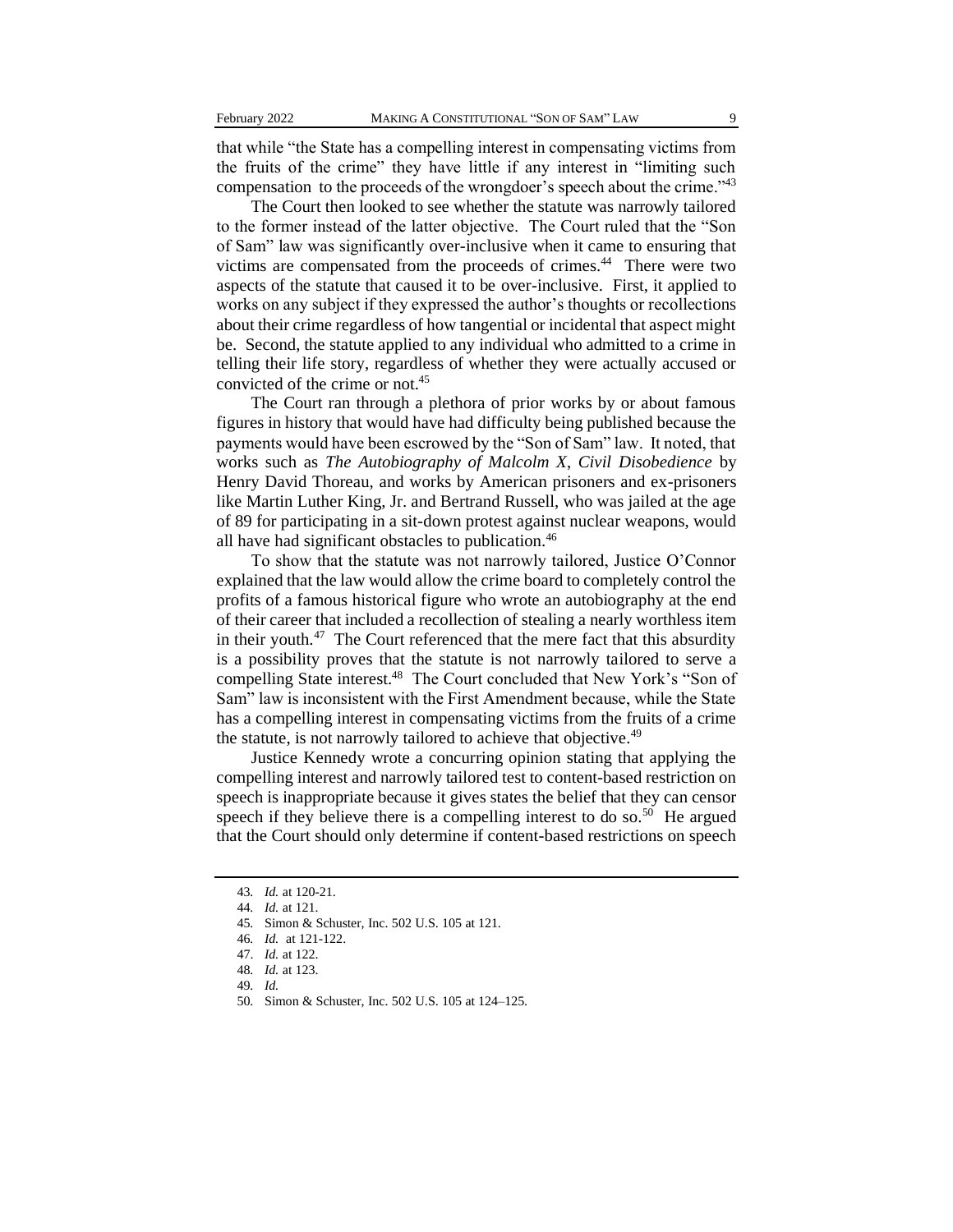that while "the State has a compelling interest in compensating victims from the fruits of the crime" they have little if any interest in "limiting such compensation to the proceeds of the wrongdoer's speech about the crime."[43]

The Court then looked to see whether the statute was narrowly tailored to the former instead of the latter objective. The Court ruled that the "Son of Sam" law was significantly over-inclusive when it came to ensuring that victims are compensated from the proceeds of crimes.[44] There were two aspects of the statute that caused it to be over-inclusive. First, it applied to works on any subject if they expressed the author's thoughts or recollections about their crime regardless of how tangential or incidental that aspect might be. Second, the statute applied to any individual who admitted to a crime in telling their life story, regardless of whether they were actually accused or convicted of the crime or not.[45]

The Court ran through a plethora of prior works by or about famous figures in history that would have had difficulty being published because the payments would have been escrowed by the "Son of Sam" law. It noted, that works such as *The Autobiography of Malcolm X*, *Civil Disobedience* by Henry David Thoreau, and works by American prisoners and ex-prisoners like Martin Luther King, Jr. and Bertrand Russell, who was jailed at the age of 89 for participating in a sit-down protest against nuclear weapons, would all have had significant obstacles to publication.[46]

To show that the statute was not narrowly tailored, Justice O'Connor explained that the law would allow the crime board to completely control the profits of a famous historical figure who wrote an autobiography at the end of their career that included a recollection of stealing a nearly worthless item in their youth.[47] The Court referenced that the mere fact that this absurdity is a possibility proves that the statute is not narrowly tailored to serve a compelling State interest.[48] The Court concluded that New York's "Son of Sam" law is inconsistent with the First Amendment because, while the State has a compelling interest in compensating victims from the fruits of a crime the statute, is not narrowly tailored to achieve that objective.[49]

Justice Kennedy wrote a concurring opinion stating that applying the compelling interest and narrowly tailored test to content-based restriction on speech is inappropriate because it gives states the belief that they can censor speech if they believe there is a compelling interest to do so.[50] He argued that the Court should only determine if content-based restrictions on speech

---

43. *Id.* at 120-21.

44. *Id.* at 121.

45. Simon & Schuster, Inc. 502 U.S. 105 at 121.

46. *Id.* at 121-122.

47. *Id.* at 122.

48. *Id.* at 123.

49. *Id.*

50. Simon & Schuster, Inc. 502 U.S. 105 at 124–125.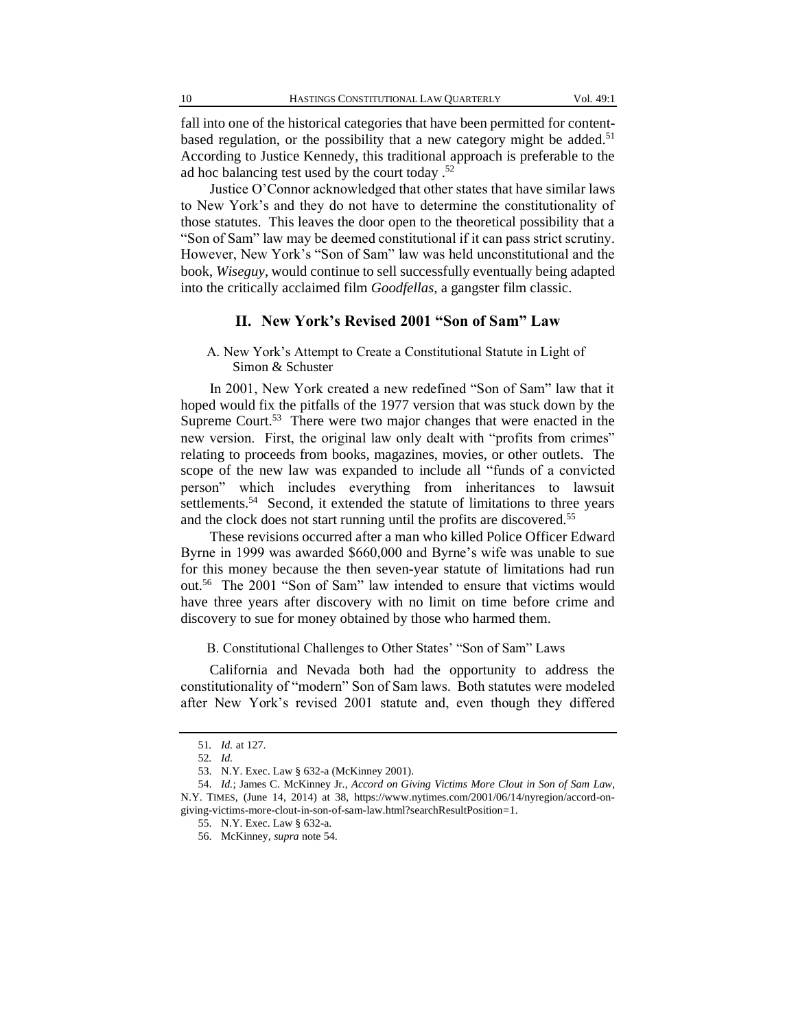fall into one of the historical categories that have been permitted for content-based regulation, or the possibility that a new category might be added.[51] According to Justice Kennedy, this traditional approach is preferable to the ad hoc balancing test used by the court today .[52]

Justice O'Connor acknowledged that other states that have similar laws to New York's and they do not have to determine the constitutionality of those statutes. This leaves the door open to the theoretical possibility that a "Son of Sam" law may be deemed constitutional if it can pass strict scrutiny. However, New York's "Son of Sam" law was held unconstitutional and the book, *Wiseguy*, would continue to sell successfully eventually being adapted into the critically acclaimed film *Goodfellas*, a gangster film classic.

## II. New York's Revised 2001 "Son of Sam" Law

### A. New York's Attempt to Create a Constitutional Statute in Light of Simon & Schuster

In 2001, New York created a new redefined "Son of Sam" law that it hoped would fix the pitfalls of the 1977 version that was stuck down by the Supreme Court.[53] There were two major changes that were enacted in the new version. First, the original law only dealt with "profits from crimes" relating to proceeds from books, magazines, movies, or other outlets. The scope of the new law was expanded to include all "funds of a convicted person" which includes everything from inheritances to lawsuit settlements.[54] Second, it extended the statute of limitations to three years and the clock does not start running until the profits are discovered.[55]

These revisions occurred after a man who killed Police Officer Edward Byrne in 1999 was awarded $660,000 and Byrne's wife was unable to sue for this money because the then seven-year statute of limitations had run out.[56] The 2001 "Son of Sam" law intended to ensure that victims would have three years after discovery with no limit on time before crime and discovery to sue for money obtained by those who harmed them.

### B. Constitutional Challenges to Other States' "Son of Sam" Laws

California and Nevada both had the opportunity to address the constitutionality of "modern" Son of Sam laws. Both statutes were modeled after New York's revised 2001 statute and, even though they differed

---

51. *Id.* at 127.

52. *Id.*

53. N.Y. Exec. Law § 632-a (McKinney 2001).

54. *Id.*; James C. McKinney Jr., *Accord on Giving Victims More Clout in Son of Sam Law*, N.Y. TIMES, (June 14, 2014) at 38, https://www.nytimes.com/2001/06/14/nyregion/accord-on-giving-victims-more-clout-in-son-of-sam-law.html?searchResultPosition=1.

55. N.Y. Exec. Law § 632-a.

56. McKinney, *supra* note 54.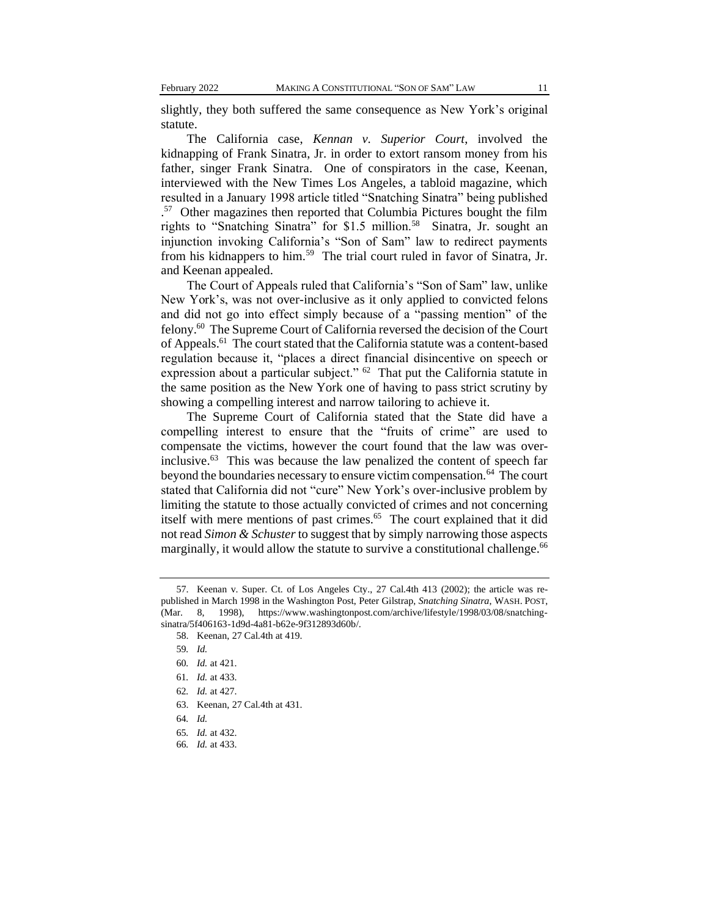slightly, they both suffered the same consequence as New York's original statute.

The California case, *Kennan v. Superior Court*, involved the kidnapping of Frank Sinatra, Jr. in order to extort ransom money from his father, singer Frank Sinatra. One of conspirators in the case, Keenan, interviewed with the New Times Los Angeles, a tabloid magazine, which resulted in a January 1998 article titled "Snatching Sinatra" being published .[57] Other magazines then reported that Columbia Pictures bought the film rights to "Snatching Sinatra" for $1.5 million.[58] Sinatra, Jr. sought an injunction invoking California's "Son of Sam" law to redirect payments from his kidnappers to him.[59] The trial court ruled in favor of Sinatra, Jr. and Keenan appealed.

The Court of Appeals ruled that California's "Son of Sam" law, unlike New York's, was not over-inclusive as it only applied to convicted felons and did not go into effect simply because of a "passing mention" of the felony.[60] The Supreme Court of California reversed the decision of the Court of Appeals.[61] The court stated that the California statute was a content-based regulation because it, "places a direct financial disincentive on speech or expression about a particular subject." [62] That put the California statute in the same position as the New York one of having to pass strict scrutiny by showing a compelling interest and narrow tailoring to achieve it.

The Supreme Court of California stated that the State did have a compelling interest to ensure that the "fruits of crime" are used to compensate the victims, however the court found that the law was over-inclusive.[63] This was because the law penalized the content of speech far beyond the boundaries necessary to ensure victim compensation.[64] The court stated that California did not "cure" New York's over-inclusive problem by limiting the statute to those actually convicted of crimes and not concerning itself with mere mentions of past crimes.[65] The court explained that it did not read *Simon & Schuster* to suggest that by simply narrowing those aspects marginally, it would allow the statute to survive a constitutional challenge.[66]

---

57. Keenan v. Super. Ct. of Los Angeles Cty., 27 Cal.4th 413 (2002); the article was re-published in March 1998 in the Washington Post, Peter Gilstrap, *Snatching Sinatra*, WASH. POST, (Mar. 8, 1998), https://www.washingtonpost.com/archive/lifestyle/1998/03/08/snatching-sinatra/5f406163-1d9d-4a81-b62e-9f312893d60b/.

58. Keenan, 27 Cal.4th at 419.

59. *Id.*

60. *Id.* at 421.

61. *Id.* at 433.

62. *Id.* at 427.

63. Keenan, 27 Cal.4th at 431.

64. *Id.*

65. *Id.* at 432.

66. *Id.* at 433.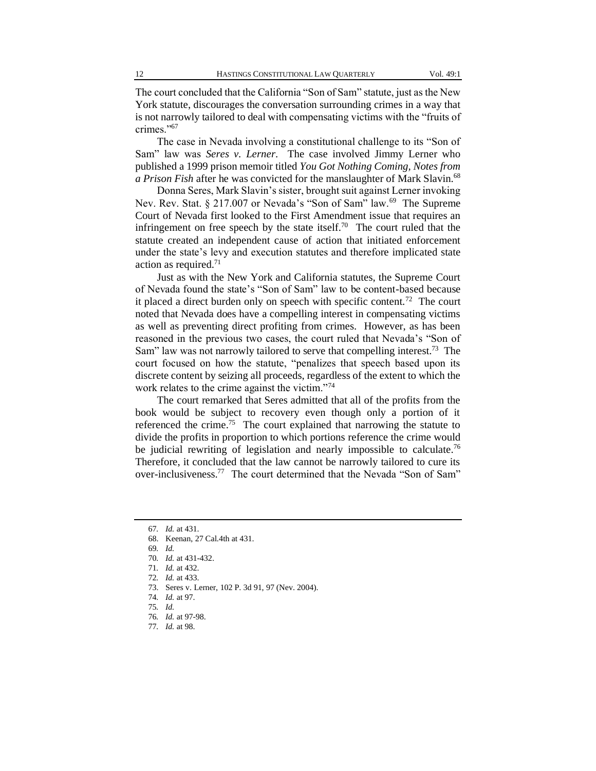The court concluded that the California "Son of Sam" statute, just as the New York statute, discourages the conversation surrounding crimes in a way that is not narrowly tailored to deal with compensating victims with the "fruits of crimes."[67]

The case in Nevada involving a constitutional challenge to its "Son of Sam" law was *Seres v. Lerner*. The case involved Jimmy Lerner who published a 1999 prison memoir titled *You Got Nothing Coming, Notes from a Prison Fish* after he was convicted for the manslaughter of Mark Slavin.[68]

Donna Seres, Mark Slavin's sister, brought suit against Lerner invoking Nev. Rev. Stat. § 217.007 or Nevada's "Son of Sam" law.[69] The Supreme Court of Nevada first looked to the First Amendment issue that requires an infringement on free speech by the state itself.[70] The court ruled that the statute created an independent cause of action that initiated enforcement under the state's levy and execution statutes and therefore implicated state action as required.[71]

Just as with the New York and California statutes, the Supreme Court of Nevada found the state's "Son of Sam" law to be content-based because it placed a direct burden only on speech with specific content.[72] The court noted that Nevada does have a compelling interest in compensating victims as well as preventing direct profiting from crimes. However, as has been reasoned in the previous two cases, the court ruled that Nevada's "Son of Sam" law was not narrowly tailored to serve that compelling interest.[73] The court focused on how the statute, "penalizes that speech based upon its discrete content by seizing all proceeds, regardless of the extent to which the work relates to the crime against the victim."[74]

The court remarked that Seres admitted that all of the profits from the book would be subject to recovery even though only a portion of it referenced the crime.[75] The court explained that narrowing the statute to divide the profits in proportion to which portions reference the crime would be judicial rewriting of legislation and nearly impossible to calculate.[76] Therefore, it concluded that the law cannot be narrowly tailored to cure its over-inclusiveness.[77] The court determined that the Nevada "Son of Sam"

---

67. *Id.* at 431.
68. Keenan, 27 Cal.4th at 431.
69. *Id.*
70. *Id.* at 431-432.
71. *Id.* at 432.
72. *Id.* at 433.
73. Seres v. Lerner, 102 P. 3d 91, 97 (Nev. 2004).
74. *Id.* at 97.
75. *Id.*
76. *Id.* at 97-98.
77. *Id.* at 98.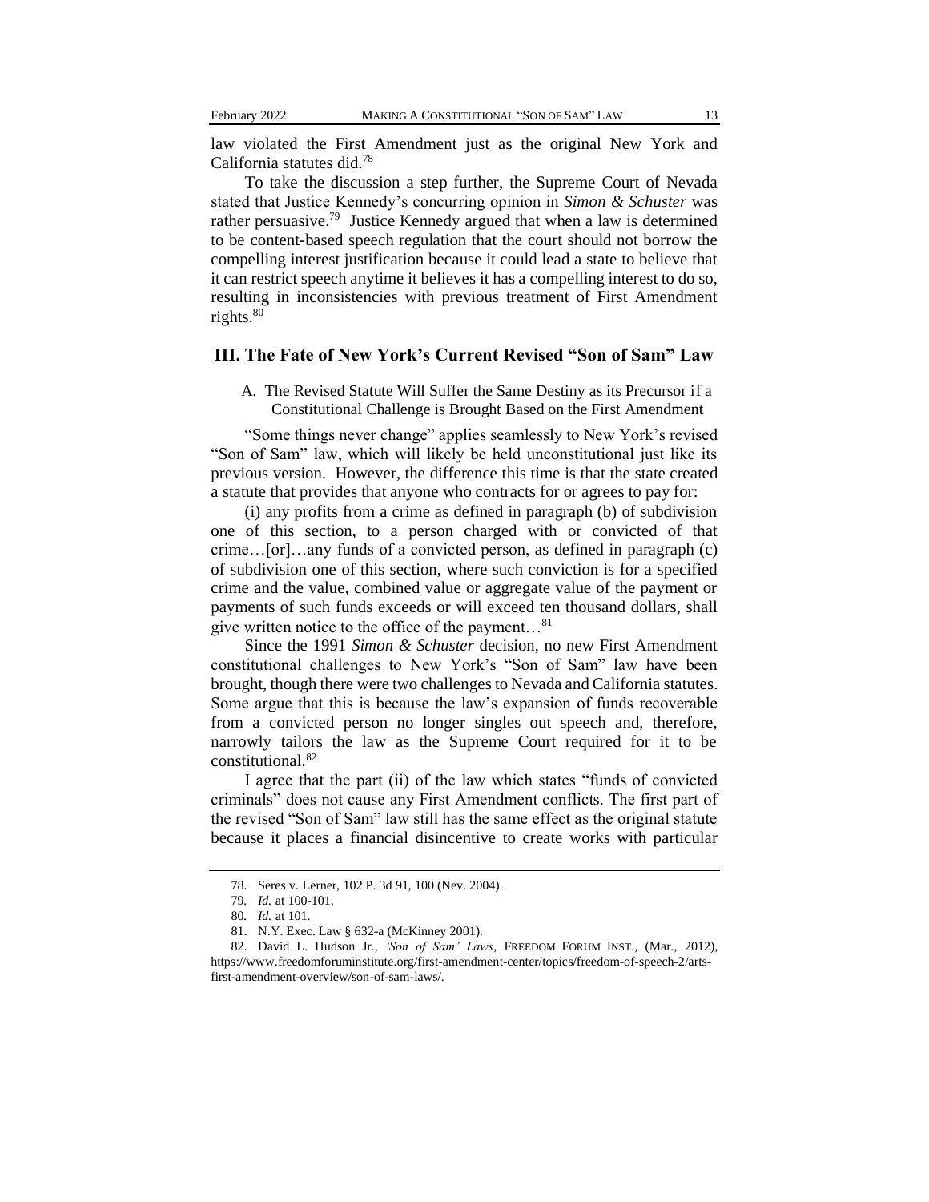law violated the First Amendment just as the original New York and California statutes did.[78]

To take the discussion a step further, the Supreme Court of Nevada stated that Justice Kennedy's concurring opinion in *Simon & Schuster* was rather persuasive.[79] Justice Kennedy argued that when a law is determined to be content-based speech regulation that the court should not borrow the compelling interest justification because it could lead a state to believe that it can restrict speech anytime it believes it has a compelling interest to do so, resulting in inconsistencies with previous treatment of First Amendment rights.[80]

## III. The Fate of New York's Current Revised "Son of Sam" Law

### A. The Revised Statute Will Suffer the Same Destiny as its Precursor if a Constitutional Challenge is Brought Based on the First Amendment

"Some things never change" applies seamlessly to New York's revised "Son of Sam" law, which will likely be held unconstitutional just like its previous version. However, the difference this time is that the state created a statute that provides that anyone who contracts for or agrees to pay for:

(i) any profits from a crime as defined in paragraph (b) of subdivision one of this section, to a person charged with or convicted of that crime…[or]…any funds of a convicted person, as defined in paragraph (c) of subdivision one of this section, where such conviction is for a specified crime and the value, combined value or aggregate value of the payment or payments of such funds exceeds or will exceed ten thousand dollars, shall give written notice to the office of the payment…[81]

Since the 1991 *Simon & Schuster* decision, no new First Amendment constitutional challenges to New York's "Son of Sam" law have been brought, though there were two challenges to Nevada and California statutes. Some argue that this is because the law's expansion of funds recoverable from a convicted person no longer singles out speech and, therefore, narrowly tailors the law as the Supreme Court required for it to be constitutional.[82]

I agree that the part (ii) of the law which states "funds of convicted criminals" does not cause any First Amendment conflicts. The first part of the revised "Son of Sam" law still has the same effect as the original statute because it places a financial disincentive to create works with particular

---

78. Seres v. Lerner, 102 P. 3d 91, 100 (Nev. 2004).

79. *Id.* at 100-101.

80. *Id.* at 101.

81. N.Y. Exec. Law § 632-a (McKinney 2001).

82. David L. Hudson Jr., *'Son of Sam' Laws*, FREEDOM FORUM INST., (Mar., 2012), https://www.freedomforuminstitute.org/first-amendment-center/topics/freedom-of-speech-2/arts-first-amendment-overview/son-of-sam-laws/.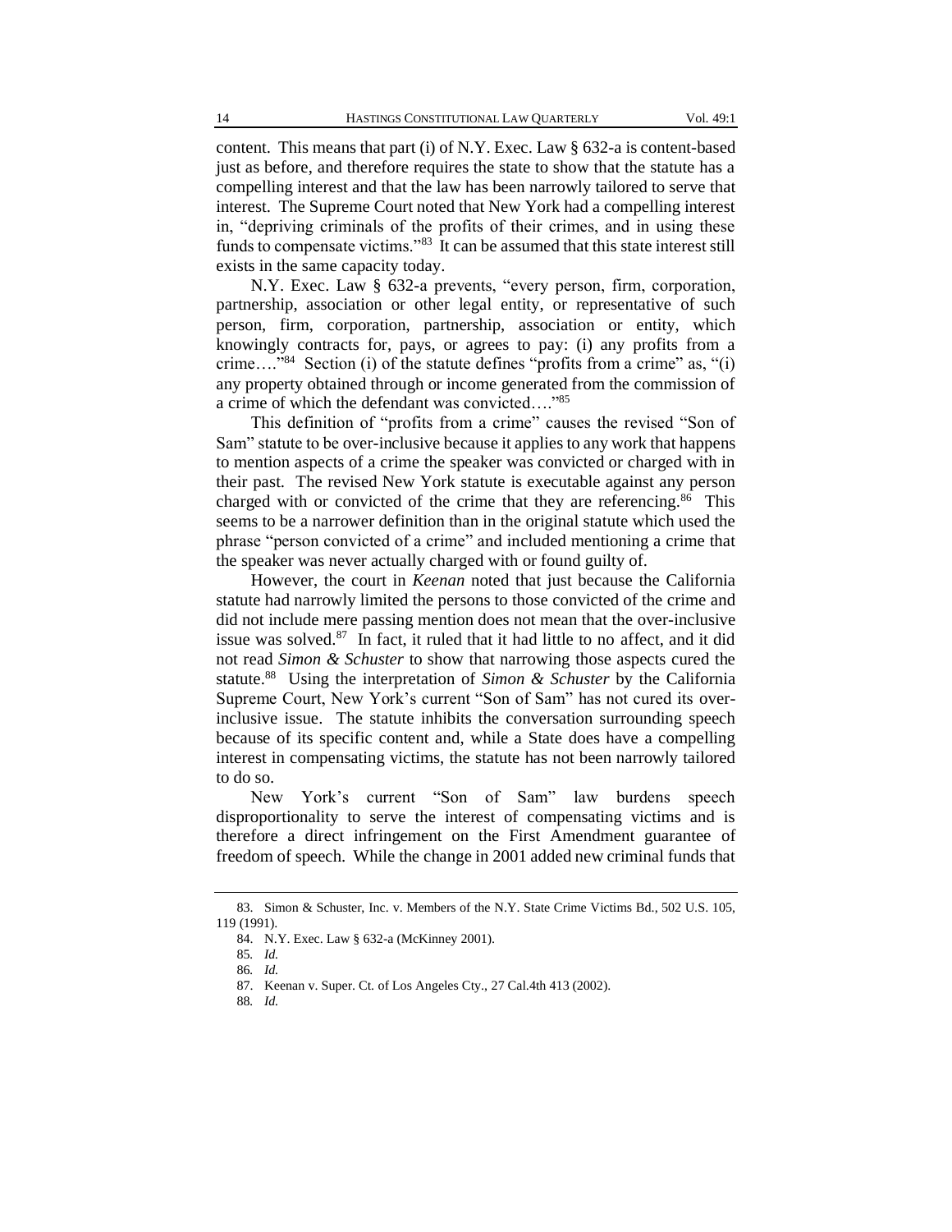content. This means that part (i) of N.Y. Exec. Law § 632-a is content-based just as before, and therefore requires the state to show that the statute has a compelling interest and that the law has been narrowly tailored to serve that interest. The Supreme Court noted that New York had a compelling interest in, "depriving criminals of the profits of their crimes, and in using these funds to compensate victims."[83] It can be assumed that this state interest still exists in the same capacity today.

N.Y. Exec. Law § 632-a prevents, "every person, firm, corporation, partnership, association or other legal entity, or representative of such person, firm, corporation, partnership, association or entity, which knowingly contracts for, pays, or agrees to pay: (i) any profits from a crime…."[84] Section (i) of the statute defines "profits from a crime" as, "(i) any property obtained through or income generated from the commission of a crime of which the defendant was convicted…."[85]

This definition of "profits from a crime" causes the revised "Son of Sam" statute to be over-inclusive because it applies to any work that happens to mention aspects of a crime the speaker was convicted or charged with in their past. The revised New York statute is executable against any person charged with or convicted of the crime that they are referencing.[86] This seems to be a narrower definition than in the original statute which used the phrase "person convicted of a crime" and included mentioning a crime that the speaker was never actually charged with or found guilty of.

However, the court in *Keenan* noted that just because the California statute had narrowly limited the persons to those convicted of the crime and did not include mere passing mention does not mean that the over-inclusive issue was solved.[87] In fact, it ruled that it had little to no affect, and it did not read *Simon & Schuster* to show that narrowing those aspects cured the statute.[88] Using the interpretation of *Simon & Schuster* by the California Supreme Court, New York's current "Son of Sam" has not cured its over-inclusive issue. The statute inhibits the conversation surrounding speech because of its specific content and, while a State does have a compelling interest in compensating victims, the statute has not been narrowly tailored to do so.

New York's current "Son of Sam" law burdens speech disproportionality to serve the interest of compensating victims and is therefore a direct infringement on the First Amendment guarantee of freedom of speech. While the change in 2001 added new criminal funds that

---

83. Simon & Schuster, Inc. v. Members of the N.Y. State Crime Victims Bd., 502 U.S. 105, 119 (1991).

84. N.Y. Exec. Law § 632-a (McKinney 2001).

85. *Id.*

86. *Id.*

87. Keenan v. Super. Ct. of Los Angeles Cty., 27 Cal.4th 413 (2002).

88. *Id.*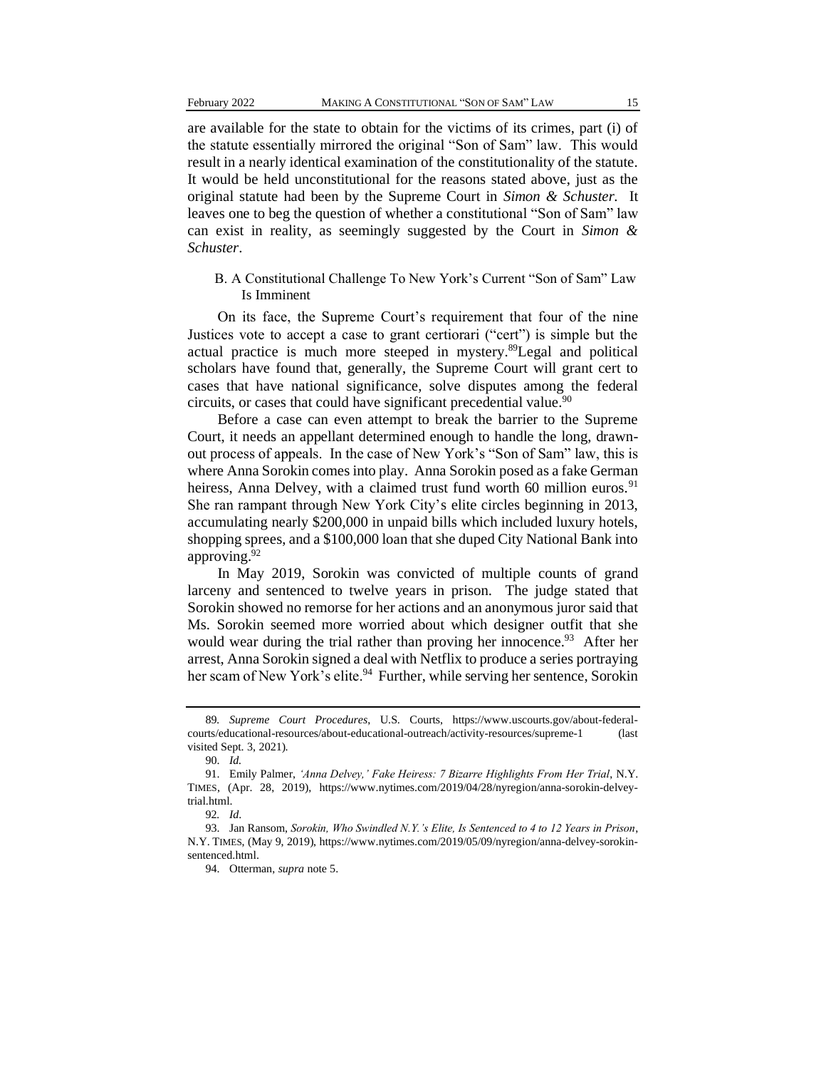are available for the state to obtain for the victims of its crimes, part (i) of the statute essentially mirrored the original "Son of Sam" law. This would result in a nearly identical examination of the constitutionality of the statute. It would be held unconstitutional for the reasons stated above, just as the original statute had been by the Supreme Court in *Simon & Schuster.* It leaves one to beg the question of whether a constitutional "Son of Sam" law can exist in reality, as seemingly suggested by the Court in *Simon & Schuster*.

### B. A Constitutional Challenge To New York's Current "Son of Sam" Law Is Imminent

On its face, the Supreme Court's requirement that four of the nine Justices vote to accept a case to grant certiorari ("cert") is simple but the actual practice is much more steeped in mystery.[89]Legal and political scholars have found that, generally, the Supreme Court will grant cert to cases that have national significance, solve disputes among the federal circuits, or cases that could have significant precedential value.[90]

Before a case can even attempt to break the barrier to the Supreme Court, it needs an appellant determined enough to handle the long, drawn-out process of appeals. In the case of New York's "Son of Sam" law, this is where Anna Sorokin comes into play. Anna Sorokin posed as a fake German heiress, Anna Delvey, with a claimed trust fund worth 60 million euros.[91] She ran rampant through New York City's elite circles beginning in 2013, accumulating nearly $200,000 in unpaid bills which included luxury hotels, shopping sprees, and a $100,000 loan that she duped City National Bank into approving.[92]

In May 2019, Sorokin was convicted of multiple counts of grand larceny and sentenced to twelve years in prison. The judge stated that Sorokin showed no remorse for her actions and an anonymous juror said that Ms. Sorokin seemed more worried about which designer outfit that she would wear during the trial rather than proving her innocence.[93] After her arrest, Anna Sorokin signed a deal with Netflix to produce a series portraying her scam of New York's elite.[94] Further, while serving her sentence, Sorokin

---

89. *Supreme Court Procedures*, U.S. Courts, https://www.uscourts.gov/about-federal-courts/educational-resources/about-educational-outreach/activity-resources/supreme-1 (last visited Sept. 3, 2021).

90. *Id.*

91. Emily Palmer, *'Anna Delvey,' Fake Heiress: 7 Bizarre Highlights From Her Trial*, N.Y. TIMES, (Apr. 28, 2019), https://www.nytimes.com/2019/04/28/nyregion/anna-sorokin-delvey-trial.html.

92. *Id.*

93. Jan Ransom, *Sorokin, Who Swindled N.Y.'s Elite, Is Sentenced to 4 to 12 Years in Prison*, N.Y. TIMES, (May 9, 2019), https://www.nytimes.com/2019/05/09/nyregion/anna-delvey-sorokin-sentenced.html.

94. Otterman, *supra* note 5.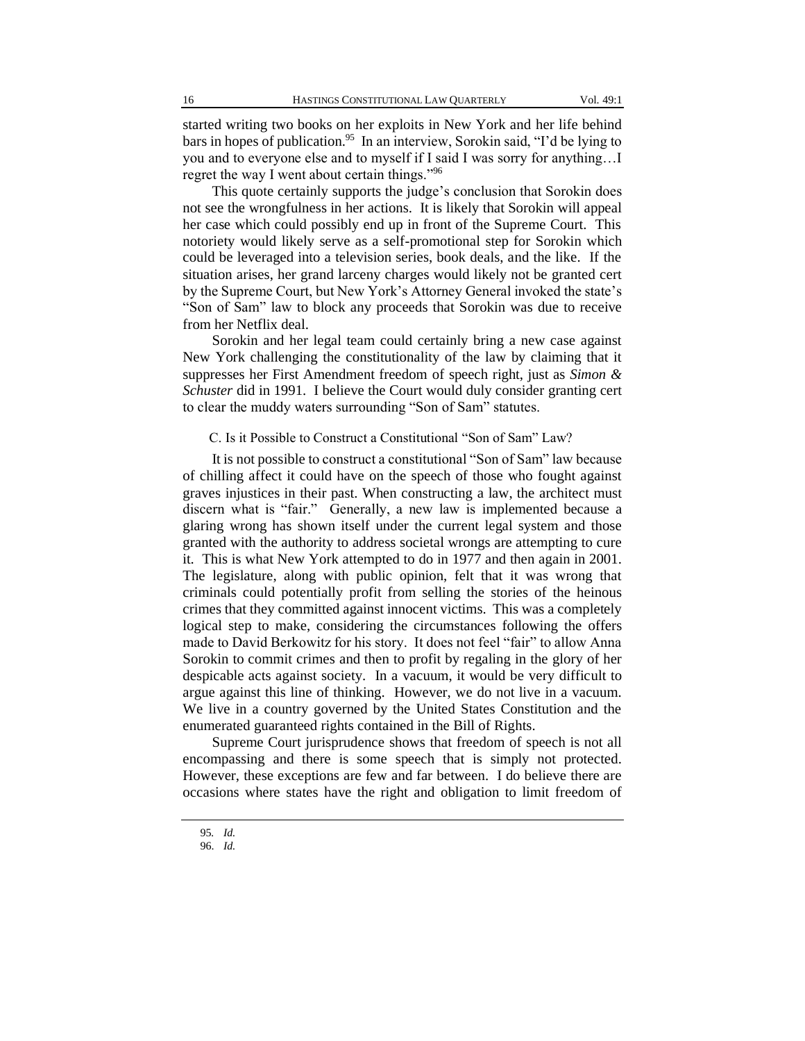started writing two books on her exploits in New York and her life behind bars in hopes of publication.[95] In an interview, Sorokin said, "I'd be lying to you and to everyone else and to myself if I said I was sorry for anything…I regret the way I went about certain things."[96]

This quote certainly supports the judge's conclusion that Sorokin does not see the wrongfulness in her actions. It is likely that Sorokin will appeal her case which could possibly end up in front of the Supreme Court. This notoriety would likely serve as a self-promotional step for Sorokin which could be leveraged into a television series, book deals, and the like. If the situation arises, her grand larceny charges would likely not be granted cert by the Supreme Court, but New York's Attorney General invoked the state's "Son of Sam" law to block any proceeds that Sorokin was due to receive from her Netflix deal.

Sorokin and her legal team could certainly bring a new case against New York challenging the constitutionality of the law by claiming that it suppresses her First Amendment freedom of speech right, just as *Simon & Schuster* did in 1991. I believe the Court would duly consider granting cert to clear the muddy waters surrounding "Son of Sam" statutes.

### C. Is it Possible to Construct a Constitutional "Son of Sam" Law?

It is not possible to construct a constitutional "Son of Sam" law because of chilling affect it could have on the speech of those who fought against graves injustices in their past. When constructing a law, the architect must discern what is "fair." Generally, a new law is implemented because a glaring wrong has shown itself under the current legal system and those granted with the authority to address societal wrongs are attempting to cure it. This is what New York attempted to do in 1977 and then again in 2001. The legislature, along with public opinion, felt that it was wrong that criminals could potentially profit from selling the stories of the heinous crimes that they committed against innocent victims. This was a completely logical step to make, considering the circumstances following the offers made to David Berkowitz for his story. It does not feel "fair" to allow Anna Sorokin to commit crimes and then to profit by regaling in the glory of her despicable acts against society. In a vacuum, it would be very difficult to argue against this line of thinking. However, we do not live in a vacuum. We live in a country governed by the United States Constitution and the enumerated guaranteed rights contained in the Bill of Rights.

Supreme Court jurisprudence shows that freedom of speech is not all encompassing and there is some speech that is simply not protected. However, these exceptions are few and far between. I do believe there are occasions where states have the right and obligation to limit freedom of

95. *Id.*

96. *Id.*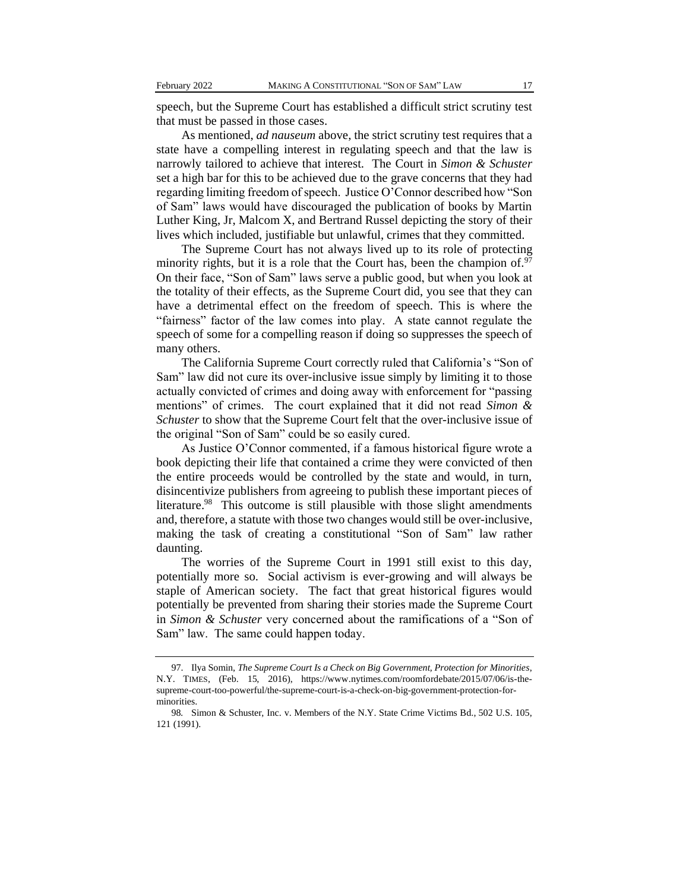speech, but the Supreme Court has established a difficult strict scrutiny test that must be passed in those cases.

As mentioned, *ad nauseum* above, the strict scrutiny test requires that a state have a compelling interest in regulating speech and that the law is narrowly tailored to achieve that interest. The Court in *Simon & Schuster* set a high bar for this to be achieved due to the grave concerns that they had regarding limiting freedom of speech. Justice O'Connor described how "Son of Sam" laws would have discouraged the publication of books by Martin Luther King, Jr, Malcom X, and Bertrand Russel depicting the story of their lives which included, justifiable but unlawful, crimes that they committed.

The Supreme Court has not always lived up to its role of protecting minority rights, but it is a role that the Court has, been the champion of.[97] On their face, "Son of Sam" laws serve a public good, but when you look at the totality of their effects, as the Supreme Court did, you see that they can have a detrimental effect on the freedom of speech. This is where the "fairness" factor of the law comes into play. A state cannot regulate the speech of some for a compelling reason if doing so suppresses the speech of many others.

The California Supreme Court correctly ruled that California's "Son of Sam" law did not cure its over-inclusive issue simply by limiting it to those actually convicted of crimes and doing away with enforcement for "passing mentions" of crimes. The court explained that it did not read *Simon & Schuster* to show that the Supreme Court felt that the over-inclusive issue of the original "Son of Sam" could be so easily cured.

As Justice O'Connor commented, if a famous historical figure wrote a book depicting their life that contained a crime they were convicted of then the entire proceeds would be controlled by the state and would, in turn, disincentivize publishers from agreeing to publish these important pieces of literature.[98] This outcome is still plausible with those slight amendments and, therefore, a statute with those two changes would still be over-inclusive, making the task of creating a constitutional "Son of Sam" law rather daunting.

The worries of the Supreme Court in 1991 still exist to this day, potentially more so. Social activism is ever-growing and will always be staple of American society. The fact that great historical figures would potentially be prevented from sharing their stories made the Supreme Court in *Simon & Schuster* very concerned about the ramifications of a "Son of Sam" law. The same could happen today.

---

97. Ilya Somin, *The Supreme Court Is a Check on Big Government, Protection for Minorities*, N.Y. TIMES, (Feb. 15, 2016), https://www.nytimes.com/roomfordebate/2015/07/06/is-the-supreme-court-too-powerful/the-supreme-court-is-a-check-on-big-government-protection-for-minorities.

98. Simon & Schuster, Inc. v. Members of the N.Y. State Crime Victims Bd., 502 U.S. 105, 121 (1991).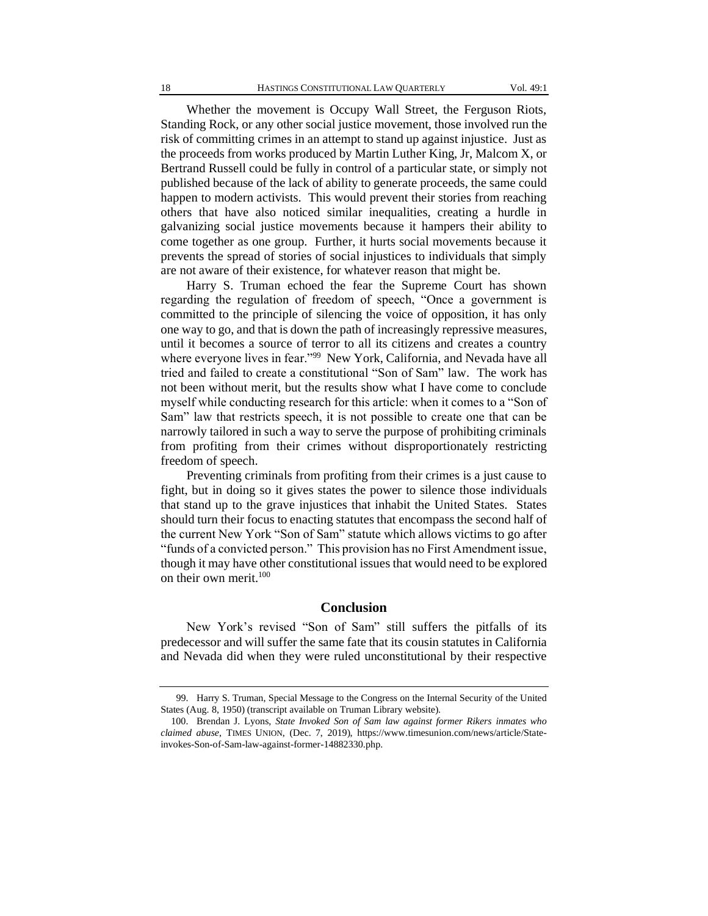Whether the movement is Occupy Wall Street, the Ferguson Riots, Standing Rock, or any other social justice movement, those involved run the risk of committing crimes in an attempt to stand up against injustice. Just as the proceeds from works produced by Martin Luther King, Jr, Malcom X, or Bertrand Russell could be fully in control of a particular state, or simply not published because of the lack of ability to generate proceeds, the same could happen to modern activists. This would prevent their stories from reaching others that have also noticed similar inequalities, creating a hurdle in galvanizing social justice movements because it hampers their ability to come together as one group. Further, it hurts social movements because it prevents the spread of stories of social injustices to individuals that simply are not aware of their existence, for whatever reason that might be.

Harry S. Truman echoed the fear the Supreme Court has shown regarding the regulation of freedom of speech, "Once a government is committed to the principle of silencing the voice of opposition, it has only one way to go, and that is down the path of increasingly repressive measures, until it becomes a source of terror to all its citizens and creates a country where everyone lives in fear."[99] New York, California, and Nevada have all tried and failed to create a constitutional "Son of Sam" law. The work has not been without merit, but the results show what I have come to conclude myself while conducting research for this article: when it comes to a "Son of Sam" law that restricts speech, it is not possible to create one that can be narrowly tailored in such a way to serve the purpose of prohibiting criminals from profiting from their crimes without disproportionately restricting freedom of speech.

Preventing criminals from profiting from their crimes is a just cause to fight, but in doing so it gives states the power to silence those individuals that stand up to the grave injustices that inhabit the United States. States should turn their focus to enacting statutes that encompass the second half of the current New York "Son of Sam" statute which allows victims to go after "funds of a convicted person." This provision has no First Amendment issue, though it may have other constitutional issues that would need to be explored on their own merit.[100]

## Conclusion

New York's revised "Son of Sam" still suffers the pitfalls of its predecessor and will suffer the same fate that its cousin statutes in California and Nevada did when they were ruled unconstitutional by their respective

---

99. Harry S. Truman, Special Message to the Congress on the Internal Security of the United States (Aug. 8, 1950) (transcript available on Truman Library website).

100. Brendan J. Lyons, *State Invoked Son of Sam law against former Rikers inmates who claimed abuse*, TIMES UNION, (Dec. 7, 2019), https://www.timesunion.com/news/article/State-invokes-Son-of-Sam-law-against-former-14882330.php.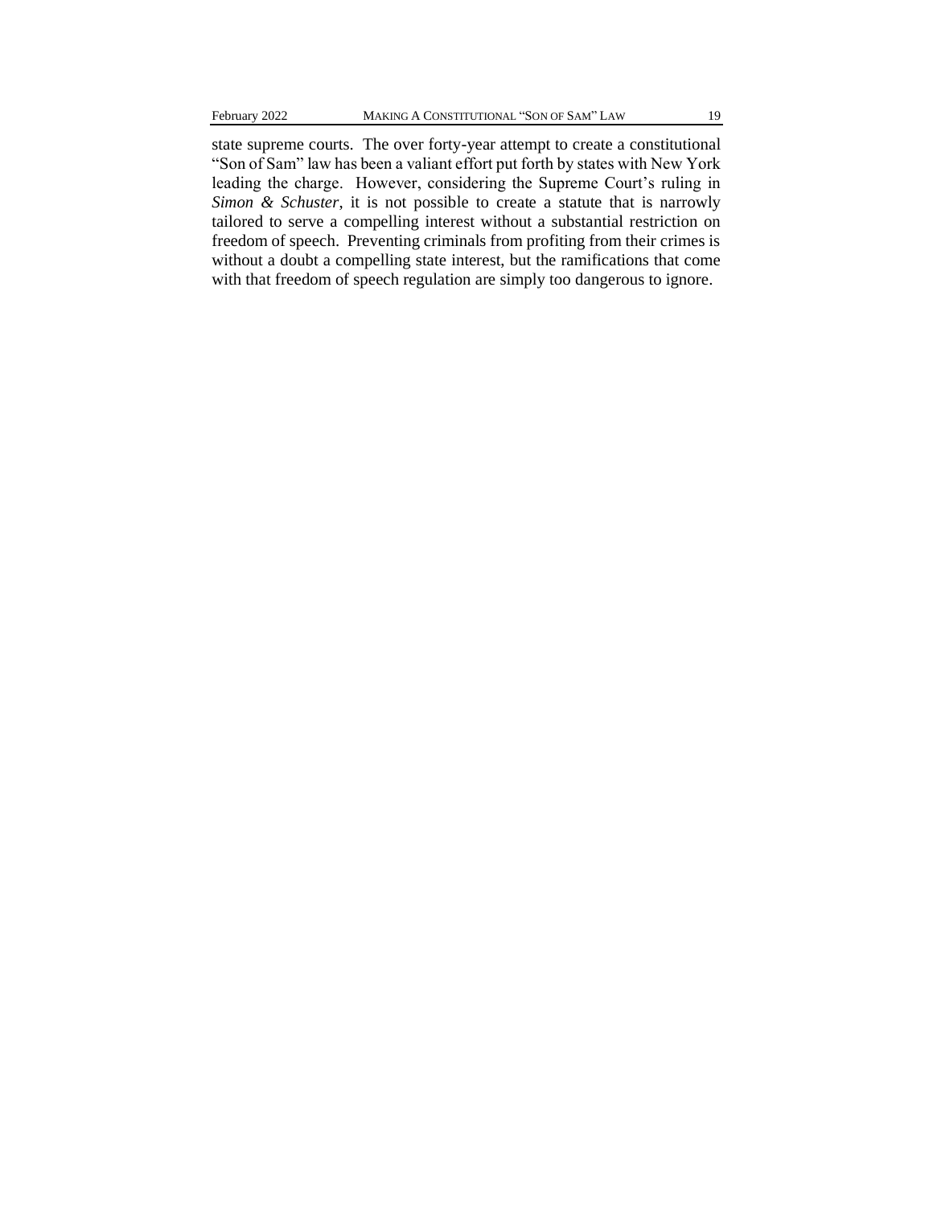state supreme courts. The over forty-year attempt to create a constitutional "Son of Sam" law has been a valiant effort put forth by states with New York leading the charge. However, considering the Supreme Court's ruling in *Simon & Schuster*, it is not possible to create a statute that is narrowly tailored to serve a compelling interest without a substantial restriction on freedom of speech. Preventing criminals from profiting from their crimes is without a doubt a compelling state interest, but the ramifications that come with that freedom of speech regulation are simply too dangerous to ignore.